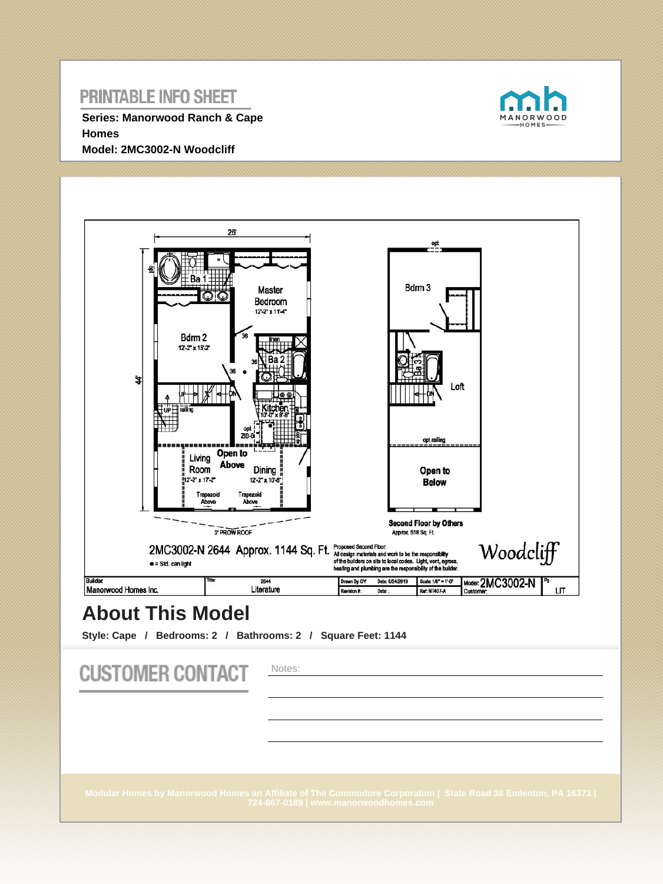# PRINTABLE INFO SHEET

**Series: Manorwood Ranch & Cape Homes**

**Model: 2MC3002-N Woodcliff**

MANORWOOD HOMES

26'

44'

Ba 1

Master Bedroom
12'-2" x 11'-4"

Bdrm 2
12'-2" x 13'-2"

linen

Ba 2

Kitchen
10'-0" x 8'-8"

opt ZIB-D

Living Room
12'-2" x 17-2"

Open to Above

Dining
12'-2" x 10'-8"

Trapezoid Above

Trapezoid Above

3' PROW ROOF

opt

Bdrm 3

Ba 3

Loft

opt railing

Open to Below

Second Floor by Others
Approx. 518 Sq. Ft.

2MC3002-N 2644 Approx. 1144 Sq. Ft.

● = Std. can light

Proposed Second Floor:
All design materials and work to be the responsibility of the builders on site to local codes. Light, vent, egress, heating and plumbing are the responsibility of the builder.

*Woodcliff*

| Builder: Manorwood Homes Inc. | Title: 2644 Literature | Drawn By: CY / Revision #: | Date: 6/24/2019 / Date: | Scale: 1/8" = 1'-0" / Ref: NT407-A | Model: 2MC3002-N / Customer: | Pg: LIT |
|---|---|---|---|---|---|---|

## About This Model

**Style: Cape / Bedrooms: 2 / Bathrooms: 2 / Square Feet: 1144**

## CUSTOMER CONTACT

Notes:

Modular Homes by Manorwood Homes an Affiliate of The Commodore Corporation | State Road 38 Emlenton, PA 16373 | 724-867-0189 | www.manorwoodhomes.com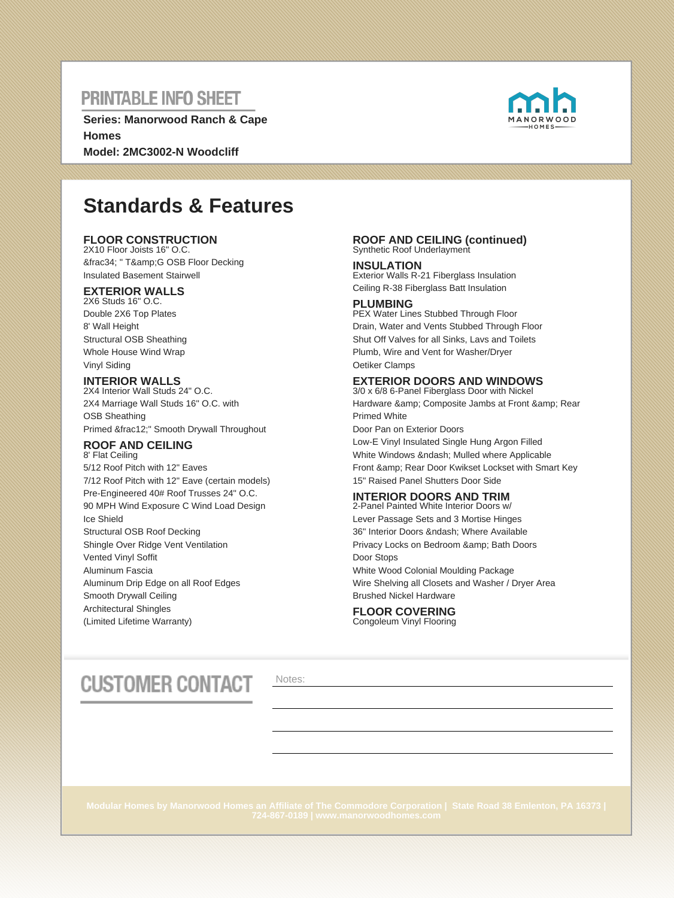PRINTABLE INFO SHEET

**Series: Manorwood Ranch & Cape Homes**
**Model: 2MC3002-N Woodcliff**

MANORWOOD HOMES

# Standards & Features

## FLOOR CONSTRUCTION

2X10 Floor Joists 16" O.C.
&frac34; " T&amp;G OSB Floor Decking
Insulated Basement Stairwell

## EXTERIOR WALLS

2X6 Studs 16" O.C.
Double 2X6 Top Plates
8' Wall Height
Structural OSB Sheathing
Whole House Wind Wrap
Vinyl Siding

## INTERIOR WALLS

2X4 Interior Wall Studs 24" O.C.
2X4 Marriage Wall Studs 16" O.C. with OSB Sheathing
Primed &frac12;" Smooth Drywall Throughout

## ROOF AND CEILING

8' Flat Ceiling
5/12 Roof Pitch with 12" Eaves
7/12 Roof Pitch with 12" Eave (certain models)
Pre-Engineered 40# Roof Trusses 24" O.C.
90 MPH Wind Exposure C Wind Load Design
Ice Shield
Structural OSB Roof Decking
Shingle Over Ridge Vent Ventilation
Vented Vinyl Soffit
Aluminum Fascia
Aluminum Drip Edge on all Roof Edges
Smooth Drywall Ceiling
Architectural Shingles
(Limited Lifetime Warranty)

## ROOF AND CEILING (continued)

Synthetic Roof Underlayment

## INSULATION

Exterior Walls R-21 Fiberglass Insulation
Ceiling R-38 Fiberglass Batt Insulation

## PLUMBING

PEX Water Lines Stubbed Through Floor
Drain, Water and Vents Stubbed Through Floor
Shut Off Valves for all Sinks, Lavs and Toilets
Plumb, Wire and Vent for Washer/Dryer
Oetiker Clamps

## EXTERIOR DOORS AND WINDOWS

3/0 x 6/8 6-Panel Fiberglass Door with Nickel Hardware &amp; Composite Jambs at Front &amp; Rear Primed White
Door Pan on Exterior Doors
Low-E Vinyl Insulated Single Hung Argon Filled White Windows &ndash; Mulled where Applicable
Front &amp; Rear Door Kwikset Lockset with Smart Key
15" Raised Panel Shutters Door Side

## INTERIOR DOORS AND TRIM

2-Panel Painted White Interior Doors w/ Lever Passage Sets and 3 Mortise Hinges
36" Interior Doors &ndash; Where Available
Privacy Locks on Bedroom &amp; Bath Doors
Door Stops
White Wood Colonial Moulding Package
Wire Shelving all Closets and Washer / Dryer Area
Brushed Nickel Hardware

## FLOOR COVERING

Congoleum Vinyl Flooring

CUSTOMER CONTACT

Notes:

Modular Homes by Manorwood Homes an Affiliate of The Commodore Corporation | State Road 38 Emlenton, PA 16373 | 724-867-0189 | www.manorwoodhomes.com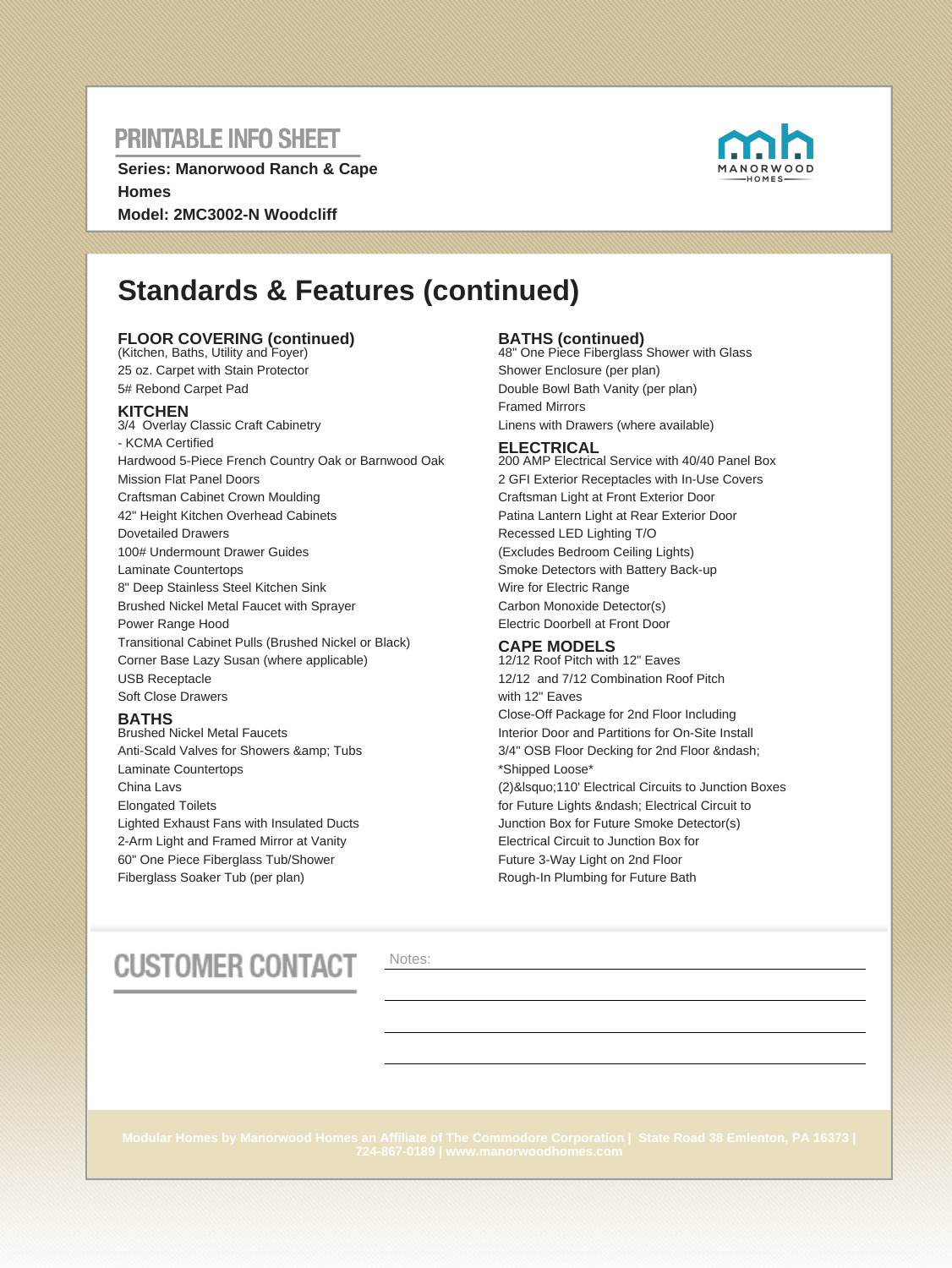PRINTABLE INFO SHEET

**Series: Manorwood Ranch & Cape Homes**
**Model: 2MC3002-N Woodcliff**

# Standards & Features (continued)

### FLOOR COVERING (continued)
(Kitchen, Baths, Utility and Foyer)
25 oz. Carpet with Stain Protector
5# Rebond Carpet Pad

### KITCHEN
3/4 Overlay Classic Craft Cabinetry
- KCMA Certified
Hardwood 5-Piece French Country Oak or Barnwood Oak
Mission Flat Panel Doors
Craftsman Cabinet Crown Moulding
42" Height Kitchen Overhead Cabinets
Dovetailed Drawers
100# Undermount Drawer Guides
Laminate Countertops
8" Deep Stainless Steel Kitchen Sink
Brushed Nickel Metal Faucet with Sprayer
Power Range Hood
Transitional Cabinet Pulls (Brushed Nickel or Black)
Corner Base Lazy Susan (where applicable)
USB Receptacle
Soft Close Drawers

### BATHS
Brushed Nickel Metal Faucets
Anti-Scald Valves for Showers &amp; Tubs
Laminate Countertops
China Lavs
Elongated Toilets
Lighted Exhaust Fans with Insulated Ducts
2-Arm Light and Framed Mirror at Vanity
60" One Piece Fiberglass Tub/Shower
Fiberglass Soaker Tub (per plan)

### BATHS (continued)
48" One Piece Fiberglass Shower with Glass Shower Enclosure (per plan)
Double Bowl Bath Vanity (per plan)
Framed Mirrors
Linens with Drawers (where available)

### ELECTRICAL
200 AMP Electrical Service with 40/40 Panel Box
2 GFI Exterior Receptacles with In-Use Covers
Craftsman Light at Front Exterior Door
Patina Lantern Light at Rear Exterior Door
Recessed LED Lighting T/O
(Excludes Bedroom Ceiling Lights)
Smoke Detectors with Battery Back-up
Wire for Electric Range
Carbon Monoxide Detector(s)
Electric Doorbell at Front Door

### CAPE MODELS
12/12 Roof Pitch with 12" Eaves
12/12 and 7/12 Combination Roof Pitch with 12" Eaves
Close-Off Package for 2nd Floor Including Interior Door and Partitions for On-Site Install
3/4" OSB Floor Decking for 2nd Floor &ndash; *Shipped Loose*
(2)&lsquo;110' Electrical Circuits to Junction Boxes for Future Lights &ndash; Electrical Circuit to Junction Box for Future Smoke Detector(s)
Electrical Circuit to Junction Box for Future 3-Way Light on 2nd Floor
Rough-In Plumbing for Future Bath

## CUSTOMER CONTACT

Notes:

Modular Homes by Manorwood Homes an Affiliate of The Commodore Corporation | State Road 38 Emlenton, PA 16373 | 724-867-0189 | www.manorwoodhomes.com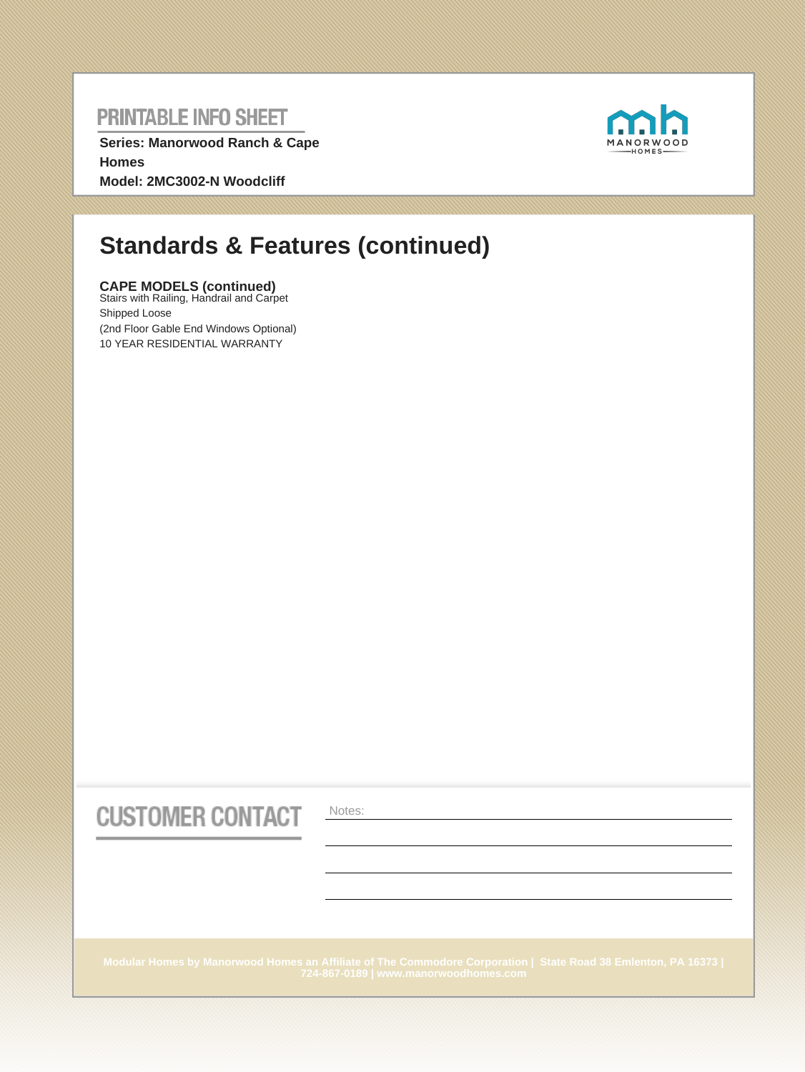PRINTABLE INFO SHEET

**Series: Manorwood Ranch & Cape Homes**
**Model: 2MC3002-N Woodcliff**

MANORWOOD HOMES

## Standards & Features (continued)

### CAPE MODELS (continued)

Stairs with Railing, Handrail and Carpet
Shipped Loose
(2nd Floor Gable End Windows Optional)
10 YEAR RESIDENTIAL WARRANTY

CUSTOMER CONTACT

Notes:

Modular Homes by Manorwood Homes an Affiliate of The Commodore Corporation | State Road 38 Emlenton, PA 16373 | 724-867-0189 | www.manorwoodhomes.com